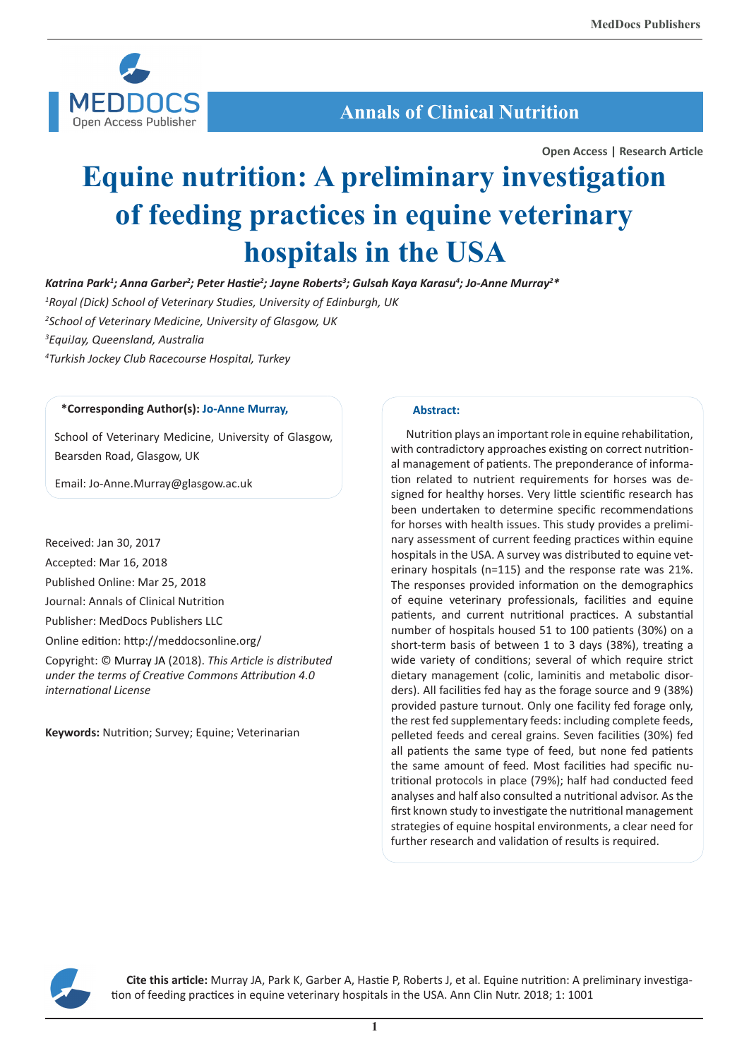Open Access | Research Article

# Equine nutrition: A preliminary investigation of feeding practices in equine veterinary hospitals in the USA

***Katrina Park[1]; Anna Garber[2]; Peter Hastie[2]; Jayne Roberts[3]; Gulsah Kaya Karasu[4]; Jo-Anne Murray[2]****

*[1]Royal (Dick) School of Veterinary Studies, University of Edinburgh, UK*

*[2]School of Veterinary Medicine, University of Glasgow, UK*

*[3]EquiJay, Queensland, Australia*

*[4]Turkish Jockey Club Racecourse Hospital, Turkey*

**\*Corresponding Author(s): Jo-Anne Murray,**

School of Veterinary Medicine, University of Glasgow, Bearsden Road, Glasgow, UK

Email: Jo-Anne.Murray@glasgow.ac.uk

Received: Jan 30, 2017

Accepted: Mar 16, 2018

Published Online: Mar 25, 2018

Journal: Annals of Clinical Nutrition

Publisher: MedDocs Publishers LLC

Online edition: http://meddocsonline.org/

Copyright: © Murray JA (2018). *This Article is distributed under the terms of Creative Commons Attribution 4.0 international License*

**Keywords:** Nutrition; Survey; Equine; Veterinarian

## Abstract:

Nutrition plays an important role in equine rehabilitation, with contradictory approaches existing on correct nutritional management of patients. The preponderance of information related to nutrient requirements for horses was designed for healthy horses. Very little scientific research has been undertaken to determine specific recommendations for horses with health issues. This study provides a preliminary assessment of current feeding practices within equine hospitals in the USA. A survey was distributed to equine veterinary hospitals (n=115) and the response rate was 21%. The responses provided information on the demographics of equine veterinary professionals, facilities and equine patients, and current nutritional practices. A substantial number of hospitals housed 51 to 100 patients (30%) on a short-term basis of between 1 to 3 days (38%), treating a wide variety of conditions; several of which require strict dietary management (colic, laminitis and metabolic disorders). All facilities fed hay as the forage source and 9 (38%) provided pasture turnout. Only one facility fed forage only, the rest fed supplementary feeds: including complete feeds, pelleted feeds and cereal grains. Seven facilities (30%) fed all patients the same type of feed, but none fed patients the same amount of feed. Most facilities had specific nutritional protocols in place (79%); half had conducted feed analyses and half also consulted a nutritional advisor. As the first known study to investigate the nutritional management strategies of equine hospital environments, a clear need for further research and validation of results is required.

**Cite this article:** Murray JA, Park K, Garber A, Hastie P, Roberts J, et al. Equine nutrition: A preliminary investigation of feeding practices in equine veterinary hospitals in the USA. Ann Clin Nutr. 2018; 1: 1001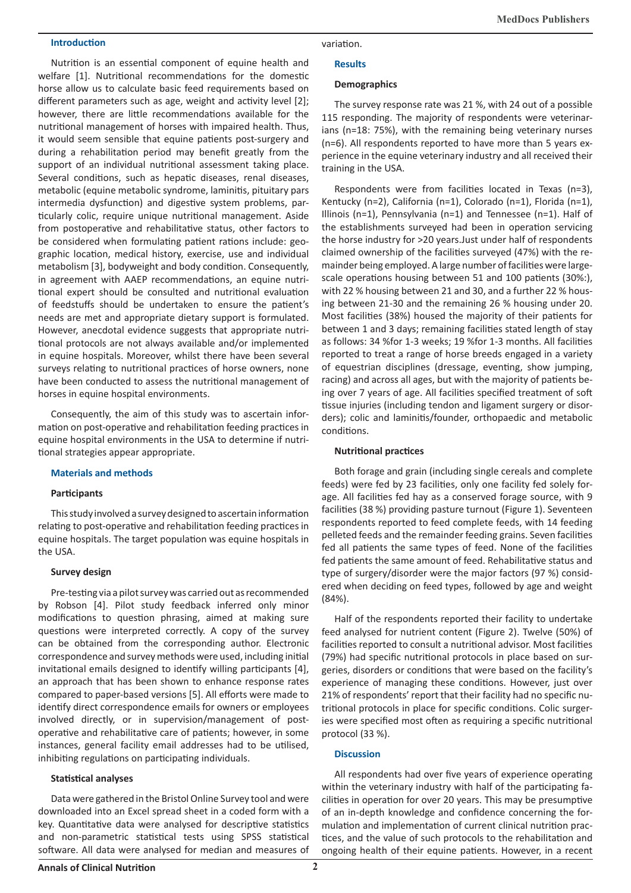## Introduction

Nutrition is an essential component of equine health and welfare [1]. Nutritional recommendations for the domestic horse allow us to calculate basic feed requirements based on different parameters such as age, weight and activity level [2]; however, there are little recommendations available for the nutritional management of horses with impaired health. Thus, it would seem sensible that equine patients post-surgery and during a rehabilitation period may benefit greatly from the support of an individual nutritional assessment taking place. Several conditions, such as hepatic diseases, renal diseases, metabolic (equine metabolic syndrome, laminitis, pituitary pars intermedia dysfunction) and digestive system problems, particularly colic, require unique nutritional management. Aside from postoperative and rehabilitative status, other factors to be considered when formulating patient rations include: geographic location, medical history, exercise, use and individual metabolism [3], bodyweight and body condition. Consequently, in agreement with AAEP recommendations, an equine nutritional expert should be consulted and nutritional evaluation of feedstuffs should be undertaken to ensure the patient's needs are met and appropriate dietary support is formulated. However, anecdotal evidence suggests that appropriate nutritional protocols are not always available and/or implemented in equine hospitals. Moreover, whilst there have been several surveys relating to nutritional practices of horse owners, none have been conducted to assess the nutritional management of horses in equine hospital environments.

Consequently, the aim of this study was to ascertain information on post-operative and rehabilitation feeding practices in equine hospital environments in the USA to determine if nutritional strategies appear appropriate.

## Materials and methods

### Participants

This study involved a survey designed to ascertain information relating to post-operative and rehabilitation feeding practices in equine hospitals. The target population was equine hospitals in the USA.

### Survey design

Pre-testing via a pilot survey was carried out as recommended by Robson [4]. Pilot study feedback inferred only minor modifications to question phrasing, aimed at making sure questions were interpreted correctly. A copy of the survey can be obtained from the corresponding author. Electronic correspondence and survey methods were used, including initial invitational emails designed to identify willing participants [4], an approach that has been shown to enhance response rates compared to paper-based versions [5]. All efforts were made to identify direct correspondence emails for owners or employees involved directly, or in supervision/management of post-operative and rehabilitative care of patients; however, in some instances, general facility email addresses had to be utilised, inhibiting regulations on participating individuals.

### Statistical analyses

Data were gathered in the Bristol Online Survey tool and were downloaded into an Excel spread sheet in a coded form with a key. Quantitative data were analysed for descriptive statistics and non-parametric statistical tests using SPSS statistical software. All data were analysed for median and measures of variation.

## Results

### Demographics

The survey response rate was 21 %, with 24 out of a possible 115 responding. The majority of respondents were veterinarians (n=18: 75%), with the remaining being veterinary nurses (n=6). All respondents reported to have more than 5 years experience in the equine veterinary industry and all received their training in the USA.

Respondents were from facilities located in Texas (n=3), Kentucky (n=2), California (n=1), Colorado (n=1), Florida (n=1), Illinois (n=1), Pennsylvania (n=1) and Tennessee (n=1). Half of the establishments surveyed had been in operation servicing the horse industry for >20 years.Just under half of respondents claimed ownership of the facilities surveyed (47%) with the remainder being employed. A large number of facilities were large-scale operations housing between 51 and 100 patients (30%:), with 22 % housing between 21 and 30, and a further 22 % housing between 21-30 and the remaining 26 % housing under 20. Most facilities (38%) housed the majority of their patients for between 1 and 3 days; remaining facilities stated length of stay as follows: 34 %for 1-3 weeks; 19 %for 1-3 months. All facilities reported to treat a range of horse breeds engaged in a variety of equestrian disciplines (dressage, eventing, show jumping, racing) and across all ages, but with the majority of patients being over 7 years of age. All facilities specified treatment of soft tissue injuries (including tendon and ligament surgery or disorders); colic and laminitis/founder, orthopaedic and metabolic conditions.

### Nutritional practices

Both forage and grain (including single cereals and complete feeds) were fed by 23 facilities, only one facility fed solely forage. All facilities fed hay as a conserved forage source, with 9 facilities (38 %) providing pasture turnout (Figure 1). Seventeen respondents reported to feed complete feeds, with 14 feeding pelleted feeds and the remainder feeding grains. Seven facilities fed all patients the same types of feed. None of the facilities fed patients the same amount of feed. Rehabilitative status and type of surgery/disorder were the major factors (97 %) considered when deciding on feed types, followed by age and weight (84%).

Half of the respondents reported their facility to undertake feed analysed for nutrient content (Figure 2). Twelve (50%) of facilities reported to consult a nutritional advisor. Most facilities (79%) had specific nutritional protocols in place based on surgeries, disorders or conditions that were based on the facility's experience of managing these conditions. However, just over 21% of respondents' report that their facility had no specific nutritional protocols in place for specific conditions. Colic surgeries were specified most often as requiring a specific nutritional protocol (33 %).

## Discussion

All respondents had over five years of experience operating within the veterinary industry with half of the participating facilities in operation for over 20 years. This may be presumptive of an in-depth knowledge and confidence concerning the formulation and implementation of current clinical nutrition practices, and the value of such protocols to the rehabilitation and ongoing health of their equine patients. However, in a recent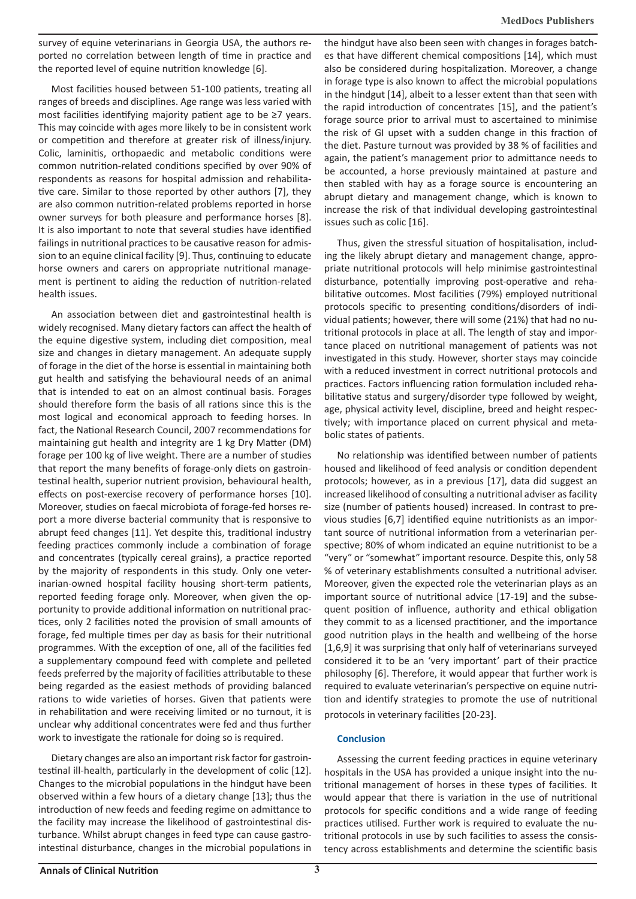survey of equine veterinarians in Georgia USA, the authors reported no correlation between length of time in practice and the reported level of equine nutrition knowledge [6].

Most facilities housed between 51-100 patients, treating all ranges of breeds and disciplines. Age range was less varied with most facilities identifying majority patient age to be ≥7 years. This may coincide with ages more likely to be in consistent work or competition and therefore at greater risk of illness/injury. Colic, laminitis, orthopaedic and metabolic conditions were common nutrition-related conditions specified by over 90% of respondents as reasons for hospital admission and rehabilitative care. Similar to those reported by other authors [7], they are also common nutrition-related problems reported in horse owner surveys for both pleasure and performance horses [8]. It is also important to note that several studies have identified failings in nutritional practices to be causative reason for admission to an equine clinical facility [9]. Thus, continuing to educate horse owners and carers on appropriate nutritional management is pertinent to aiding the reduction of nutrition-related health issues.

An association between diet and gastrointestinal health is widely recognised. Many dietary factors can affect the health of the equine digestive system, including diet composition, meal size and changes in dietary management. An adequate supply of forage in the diet of the horse is essential in maintaining both gut health and satisfying the behavioural needs of an animal that is intended to eat on an almost continual basis. Forages should therefore form the basis of all rations since this is the most logical and economical approach to feeding horses. In fact, the National Research Council, 2007 recommendations for maintaining gut health and integrity are 1 kg Dry Matter (DM) forage per 100 kg of live weight. There are a number of studies that report the many benefits of forage-only diets on gastrointestinal health, superior nutrient provision, behavioural health, effects on post-exercise recovery of performance horses [10]. Moreover, studies on faecal microbiota of forage-fed horses report a more diverse bacterial community that is responsive to abrupt feed changes [11]. Yet despite this, traditional industry feeding practices commonly include a combination of forage and concentrates (typically cereal grains), a practice reported by the majority of respondents in this study. Only one veterinarian-owned hospital facility housing short-term patients, reported feeding forage only. Moreover, when given the opportunity to provide additional information on nutritional practices, only 2 facilities noted the provision of small amounts of forage, fed multiple times per day as basis for their nutritional programmes. With the exception of one, all of the facilities fed a supplementary compound feed with complete and pelleted feeds preferred by the majority of facilities attributable to these being regarded as the easiest methods of providing balanced rations to wide varieties of horses. Given that patients were in rehabilitation and were receiving limited or no turnout, it is unclear why additional concentrates were fed and thus further work to investigate the rationale for doing so is required.

Dietary changes are also an important risk factor for gastrointestinal ill-health, particularly in the development of colic [12]. Changes to the microbial populations in the hindgut have been observed within a few hours of a dietary change [13]; thus the introduction of new feeds and feeding regime on admittance to the facility may increase the likelihood of gastrointestinal disturbance. Whilst abrupt changes in feed type can cause gastrointestinal disturbance, changes in the microbial populations in the hindgut have also been seen with changes in forages batches that have different chemical compositions [14], which must also be considered during hospitalization. Moreover, a change in forage type is also known to affect the microbial populations in the hindgut [14], albeit to a lesser extent than that seen with the rapid introduction of concentrates [15], and the patient's forage source prior to arrival must to ascertained to minimise the risk of GI upset with a sudden change in this fraction of the diet. Pasture turnout was provided by 38 % of facilities and again, the patient's management prior to admittance needs to be accounted, a horse previously maintained at pasture and then stabled with hay as a forage source is encountering an abrupt dietary and management change, which is known to increase the risk of that individual developing gastrointestinal issues such as colic [16].

Thus, given the stressful situation of hospitalisation, including the likely abrupt dietary and management change, appropriate nutritional protocols will help minimise gastrointestinal disturbance, potentially improving post-operative and rehabilitative outcomes. Most facilities (79%) employed nutritional protocols specific to presenting conditions/disorders of individual patients; however, there will some (21%) that had no nutritional protocols in place at all. The length of stay and importance placed on nutritional management of patients was not investigated in this study. However, shorter stays may coincide with a reduced investment in correct nutritional protocols and practices. Factors influencing ration formulation included rehabilitative status and surgery/disorder type followed by weight, age, physical activity level, discipline, breed and height respectively; with importance placed on current physical and metabolic states of patients.

No relationship was identified between number of patients housed and likelihood of feed analysis or condition dependent protocols; however, as in a previous [17], data did suggest an increased likelihood of consulting a nutritional adviser as facility size (number of patients housed) increased. In contrast to previous studies [6,7] identified equine nutritionists as an important source of nutritional information from a veterinarian perspective; 80% of whom indicated an equine nutritionist to be a "very" or "somewhat" important resource. Despite this, only 58 % of veterinary establishments consulted a nutritional adviser. Moreover, given the expected role the veterinarian plays as an important source of nutritional advice [17-19] and the subsequent position of influence, authority and ethical obligation they commit to as a licensed practitioner, and the importance good nutrition plays in the health and wellbeing of the horse [1,6,9] it was surprising that only half of veterinarians surveyed considered it to be an 'very important' part of their practice philosophy [6]. Therefore, it would appear that further work is required to evaluate veterinarian's perspective on equine nutrition and identify strategies to promote the use of nutritional protocols in veterinary facilities [20-23].

## Conclusion

Assessing the current feeding practices in equine veterinary hospitals in the USA has provided a unique insight into the nutritional management of horses in these types of facilities. It would appear that there is variation in the use of nutritional protocols for specific conditions and a wide range of feeding practices utilised. Further work is required to evaluate the nutritional protocols in use by such facilities to assess the consistency across establishments and determine the scientific basis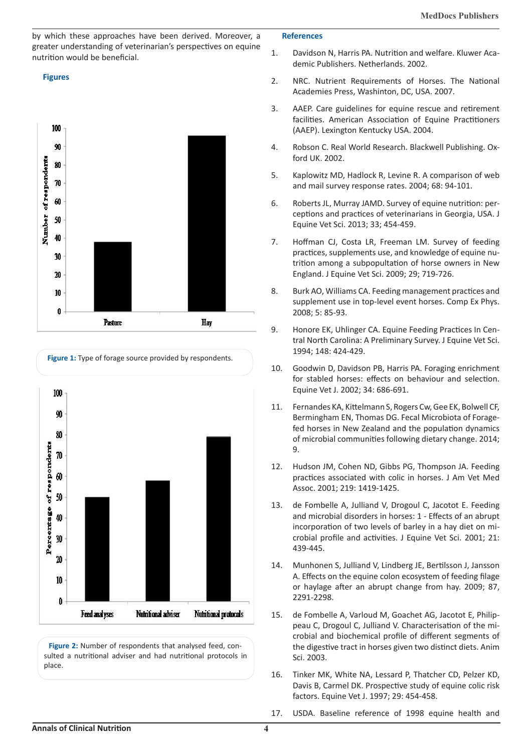by which these approaches have been derived. Moreover, a greater understanding of veterinarian's perspectives on equine nutrition would be beneficial.

## Figures

**Figure 1:** Type of forage source provided by respondents.

**Figure 2:** Number of respondents that analysed feed, consulted a nutritional adviser and had nutritional protocols in place.

## References

1. Davidson N, Harris PA. Nutrition and welfare. Kluwer Academic Publishers. Netherlands. 2002.
2. NRC. Nutrient Requirements of Horses. The National Academies Press, Washinton, DC, USA. 2007.
3. AAEP. Care guidelines for equine rescue and retirement facilities. American Association of Equine Practitioners (AAEP). Lexington Kentucky USA. 2004.
4. Robson C. Real World Research. Blackwell Publishing. Oxford UK. 2002.
5. Kaplowitz MD, Hadlock R, Levine R. A comparison of web and mail survey response rates. 2004; 68: 94-101.
6. Roberts JL, Murray JAMD. Survey of equine nutrition: perceptions and practices of veterinarians in Georgia, USA. J Equine Vet Sci. 2013; 33; 454-459.
7. Hoffman CJ, Costa LR, Freeman LM. Survey of feeding practices, supplements use, and knowledge of equine nutrition among a subpopultation of horse owners in New England. J Equine Vet Sci. 2009; 29; 719-726.
8. Burk AO, Williams CA. Feeding management practices and supplement use in top-level event horses. Comp Ex Phys. 2008; 5: 85-93.
9. Honore EK, Uhlinger CA. Equine Feeding Practices In Central North Carolina: A Preliminary Survey. J Equine Vet Sci. 1994; 148: 424-429.
10. Goodwin D, Davidson PB, Harris PA. Foraging enrichment for stabled horses: effects on behaviour and selection. Equine Vet J. 2002; 34: 686-691.
11. Fernandes KA, Kittelmann S, Rogers Cw, Gee EK, Bolwell CF, Bermingham EN, Thomas DG. Fecal Microbiota of Forage-fed horses in New Zealand and the population dynamics of microbial communities following dietary change. 2014; 9.
12. Hudson JM, Cohen ND, Gibbs PG, Thompson JA. Feeding practices associated with colic in horses. J Am Vet Med Assoc. 2001; 219: 1419-1425.
13. de Fombelle A, Julliand V, Drogoul C, Jacotot E. Feeding and microbial disorders in horses: 1 - Effects of an abrupt incorporation of two levels of barley in a hay diet on microbial profile and activities. J Equine Vet Sci. 2001; 21: 439-445.
14. Munhonen S, Julliand V, Lindberg JE, Bertilsson J, Jansson A. Effects on the equine colon ecosystem of feeding filage or haylage after an abrupt change from hay. 2009; 87, 2291-2298.
15. de Fombelle A, Varloud M, Goachet AG, Jacotot E, Philippeau C, Drogoul C, Julliand V. Characterisation of the microbial and biochemical profile of different segments of the digestive tract in horses given two distinct diets. Anim Sci. 2003.
16. Tinker MK, White NA, Lessard P, Thatcher CD, Pelzer KD, Davis B, Carmel DK. Prospective study of equine colic risk factors. Equine Vet J. 1997; 29: 454-458.
17. USDA. Baseline reference of 1998 equine health and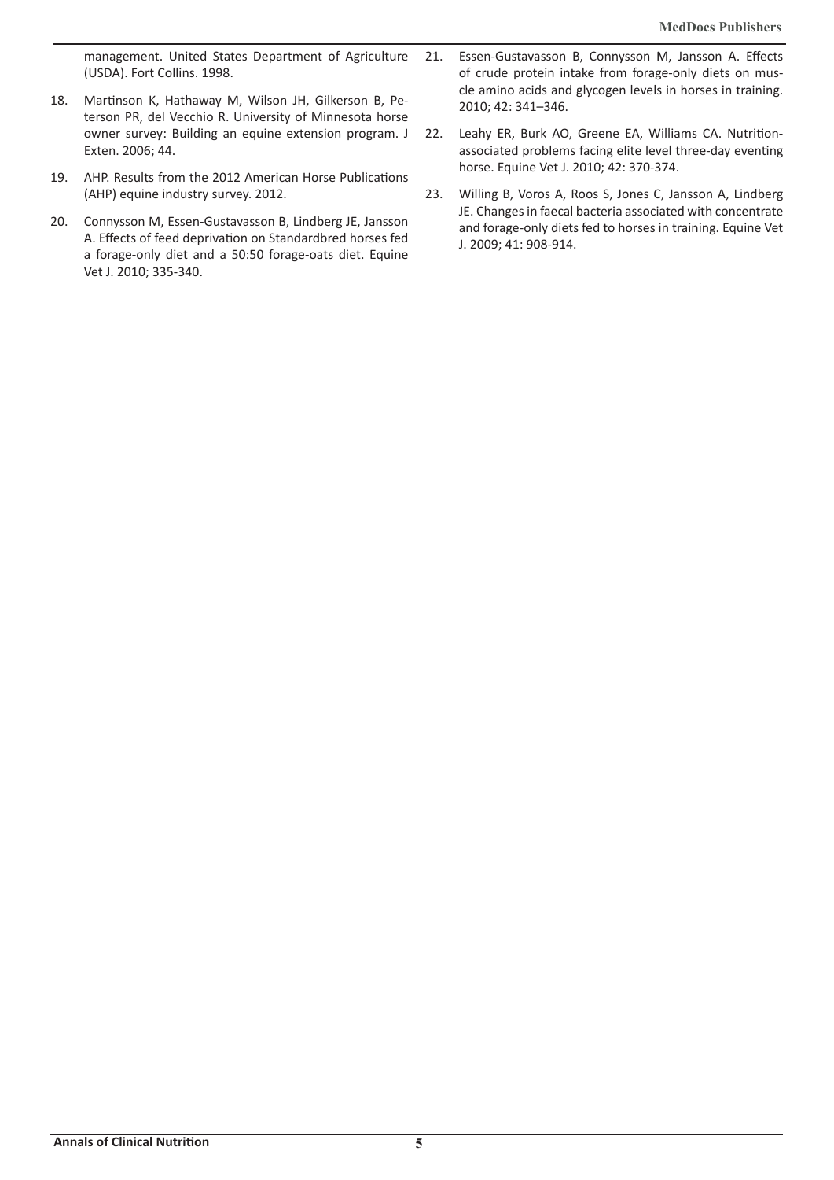management. United States Department of Agriculture (USDA). Fort Collins. 1998.

18. Martinson K, Hathaway M, Wilson JH, Gilkerson B, Peterson PR, del Vecchio R. University of Minnesota horse owner survey: Building an equine extension program. J Exten. 2006; 44.

19. AHP. Results from the 2012 American Horse Publications (AHP) equine industry survey. 2012.

20. Connysson M, Essen-Gustavasson B, Lindberg JE, Jansson A. Effects of feed deprivation on Standardbred horses fed a forage-only diet and a 50:50 forage-oats diet. Equine Vet J. 2010; 335-340.

21. Essen-Gustavasson B, Connysson M, Jansson A. Effects of crude protein intake from forage-only diets on muscle amino acids and glycogen levels in horses in training. 2010; 42: 341–346.

22. Leahy ER, Burk AO, Greene EA, Williams CA. Nutrition-associated problems facing elite level three-day eventing horse. Equine Vet J. 2010; 42: 370-374.

23. Willing B, Voros A, Roos S, Jones C, Jansson A, Lindberg JE. Changes in faecal bacteria associated with concentrate and forage-only diets fed to horses in training. Equine Vet J. 2009; 41: 908-914.